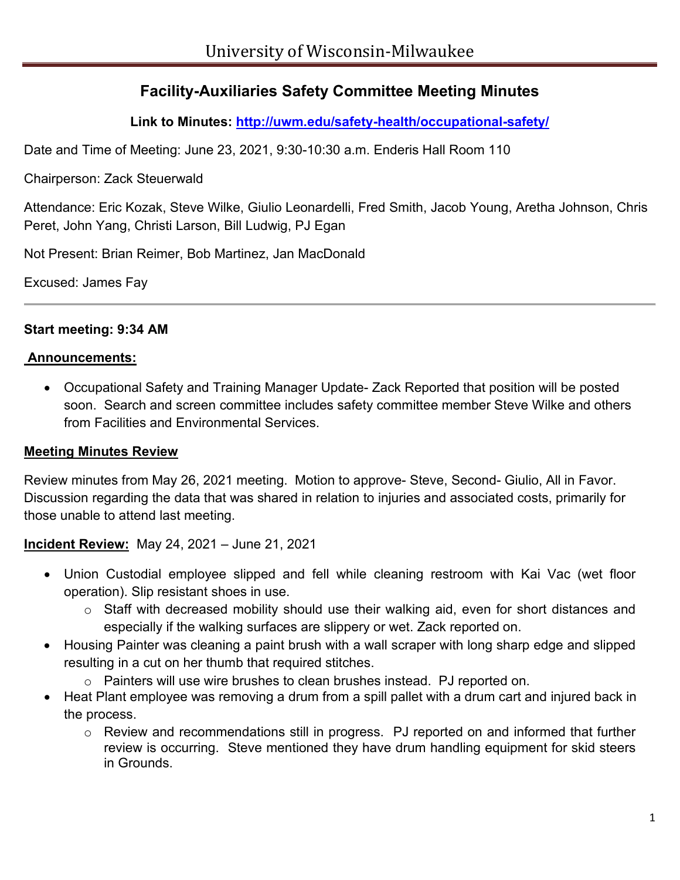# University of Wisconsin-Milwaukee

## Facility-Auxiliaries Safety Committee Meeting Minutes

**Link to Minutes: [http://uwm.edu/safety-health/occupational-safety/](http://uwm.edu/safety-health/occupational-safety/)**

Date and Time of Meeting: June 23, 2021, 9:30-10:30 a.m. Enderis Hall Room 110

Chairperson: Zack Steuerwald

Attendance: Eric Kozak, Steve Wilke, Giulio Leonardelli, Fred Smith, Jacob Young, Aretha Johnson, Chris Peret, John Yang, Christi Larson, Bill Ludwig, PJ Egan

Not Present: Brian Reimer, Bob Martinez, Jan MacDonald

Excused: James Fay

---

**Start meeting: 9:34 AM**

**Announcements:**

- Occupational Safety and Training Manager Update- Zack Reported that position will be posted soon. Search and screen committee includes safety committee member Steve Wilke and others from Facilities and Environmental Services.

**Meeting Minutes Review**

Review minutes from May 26, 2021 meeting. Motion to approve- Steve, Second- Giulio, All in Favor. Discussion regarding the data that was shared in relation to injuries and associated costs, primarily for those unable to attend last meeting.

**Incident Review:** May 24, 2021 – June 21, 2021

- Union Custodial employee slipped and fell while cleaning restroom with Kai Vac (wet floor operation). Slip resistant shoes in use.
  - Staff with decreased mobility should use their walking aid, even for short distances and especially if the walking surfaces are slippery or wet. Zack reported on.
- Housing Painter was cleaning a paint brush with a wall scraper with long sharp edge and slipped resulting in a cut on her thumb that required stitches.
  - Painters will use wire brushes to clean brushes instead. PJ reported on.
- Heat Plant employee was removing a drum from a spill pallet with a drum cart and injured back in the process.
  - Review and recommendations still in progress. PJ reported on and informed that further review is occurring. Steve mentioned they have drum handling equipment for skid steers in Grounds.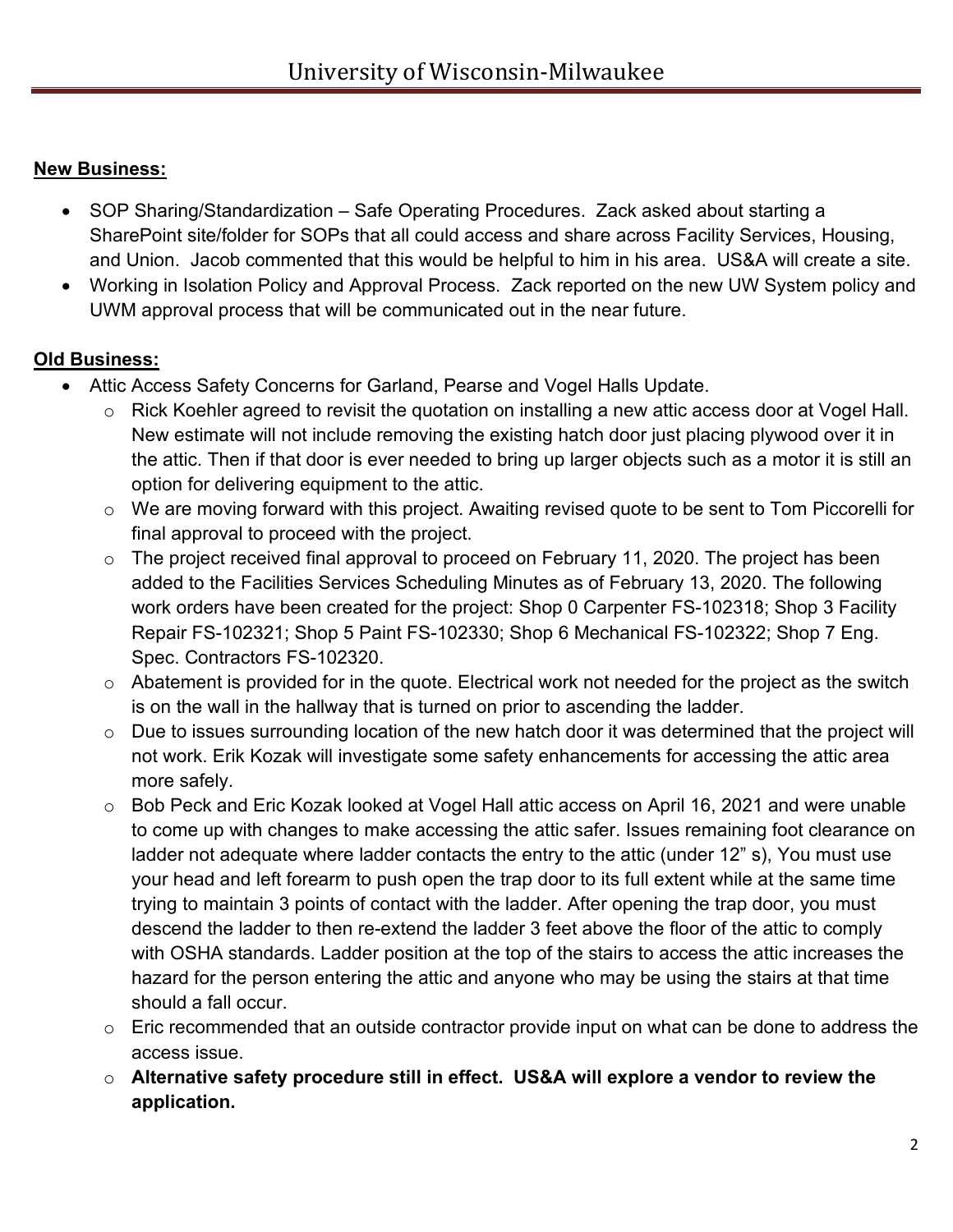**New Business:**

- SOP Sharing/Standardization – Safe Operating Procedures. Zack asked about starting a SharePoint site/folder for SOPs that all could access and share across Facility Services, Housing, and Union. Jacob commented that this would be helpful to him in his area. US&A will create a site.
- Working in Isolation Policy and Approval Process. Zack reported on the new UW System policy and UWM approval process that will be communicated out in the near future.

**Old Business:**

- Attic Access Safety Concerns for Garland, Pearse and Vogel Halls Update.
  - Rick Koehler agreed to revisit the quotation on installing a new attic access door at Vogel Hall. New estimate will not include removing the existing hatch door just placing plywood over it in the attic. Then if that door is ever needed to bring up larger objects such as a motor it is still an option for delivering equipment to the attic.
  - We are moving forward with this project. Awaiting revised quote to be sent to Tom Piccorelli for final approval to proceed with the project.
  - The project received final approval to proceed on February 11, 2020. The project has been added to the Facilities Services Scheduling Minutes as of February 13, 2020. The following work orders have been created for the project: Shop 0 Carpenter FS-102318; Shop 3 Facility Repair FS-102321; Shop 5 Paint FS-102330; Shop 6 Mechanical FS-102322; Shop 7 Eng. Spec. Contractors FS-102320.
  - Abatement is provided for in the quote. Electrical work not needed for the project as the switch is on the wall in the hallway that is turned on prior to ascending the ladder.
  - Due to issues surrounding location of the new hatch door it was determined that the project will not work. Erik Kozak will investigate some safety enhancements for accessing the attic area more safely.
  - Bob Peck and Eric Kozak looked at Vogel Hall attic access on April 16, 2021 and were unable to come up with changes to make accessing the attic safer. Issues remaining foot clearance on ladder not adequate where ladder contacts the entry to the attic (under 12" s), You must use your head and left forearm to push open the trap door to its full extent while at the same time trying to maintain 3 points of contact with the ladder. After opening the trap door, you must descend the ladder to then re-extend the ladder 3 feet above the floor of the attic to comply with OSHA standards. Ladder position at the top of the stairs to access the attic increases the hazard for the person entering the attic and anyone who may be using the stairs at that time should a fall occur.
  - Eric recommended that an outside contractor provide input on what can be done to address the access issue.
  - **Alternative safety procedure still in effect. US&A will explore a vendor to review the application.**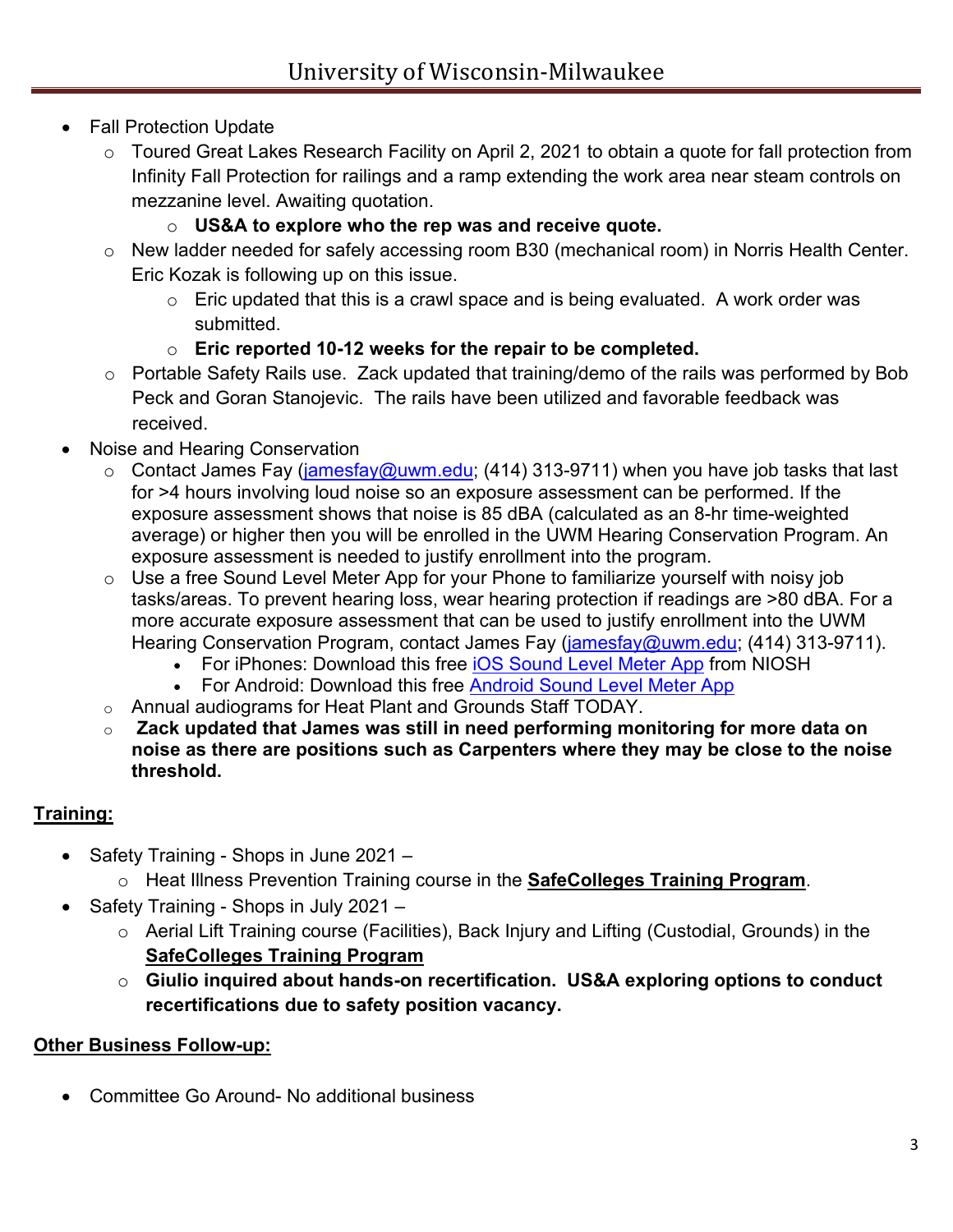- Fall Protection Update
  - Toured Great Lakes Research Facility on April 2, 2021 to obtain a quote for fall protection from Infinity Fall Protection for railings and a ramp extending the work area near steam controls on mezzanine level. Awaiting quotation.
    - **US&A to explore who the rep was and receive quote.**
  - New ladder needed for safely accessing room B30 (mechanical room) in Norris Health Center. Eric Kozak is following up on this issue.
    - Eric updated that this is a crawl space and is being evaluated. A work order was submitted.
    - **Eric reported 10-12 weeks for the repair to be completed.**
  - Portable Safety Rails use. Zack updated that training/demo of the rails was performed by Bob Peck and Goran Stanojevic. The rails have been utilized and favorable feedback was received.
- Noise and Hearing Conservation
  - Contact James Fay (jamesfay@uwm.edu; (414) 313-9711) when you have job tasks that last for >4 hours involving loud noise so an exposure assessment can be performed. If the exposure assessment shows that noise is 85 dBA (calculated as an 8-hr time-weighted average) or higher then you will be enrolled in the UWM Hearing Conservation Program. An exposure assessment is needed to justify enrollment into the program.
  - Use a free Sound Level Meter App for your Phone to familiarize yourself with noisy job tasks/areas. To prevent hearing loss, wear hearing protection if readings are >80 dBA. For a more accurate exposure assessment that can be used to justify enrollment into the UWM Hearing Conservation Program, contact James Fay (jamesfay@uwm.edu; (414) 313-9711).
    - For iPhones: Download this free iOS Sound Level Meter App from NIOSH
    - For Android: Download this free Android Sound Level Meter App
  - Annual audiograms for Heat Plant and Grounds Staff TODAY.
  - **Zack updated that James was still in need performing monitoring for more data on noise as there are positions such as Carpenters where they may be close to the noise threshold.**

## Training:

- Safety Training - Shops in June 2021 –
  - Heat Illness Prevention Training course in the **SafeColleges Training Program**.
- Safety Training - Shops in July 2021 –
  - Aerial Lift Training course (Facilities), Back Injury and Lifting (Custodial, Grounds) in the **SafeColleges Training Program**
  - **Giulio inquired about hands-on recertification. US&A exploring options to conduct recertifications due to safety position vacancy.**

## Other Business Follow-up:

- Committee Go Around- No additional business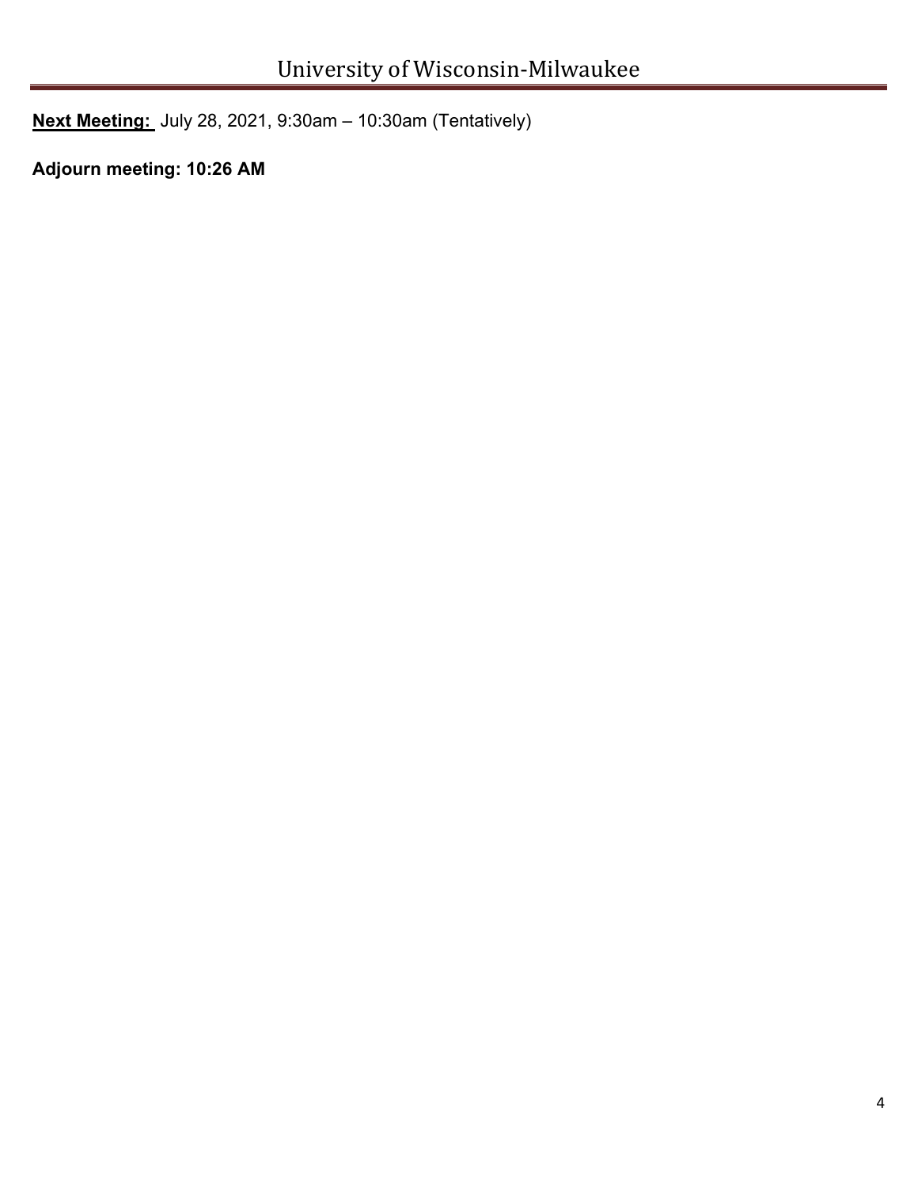**Next Meeting:** July 28, 2021, 9:30am – 10:30am (Tentatively)

**Adjourn meeting: 10:26 AM**